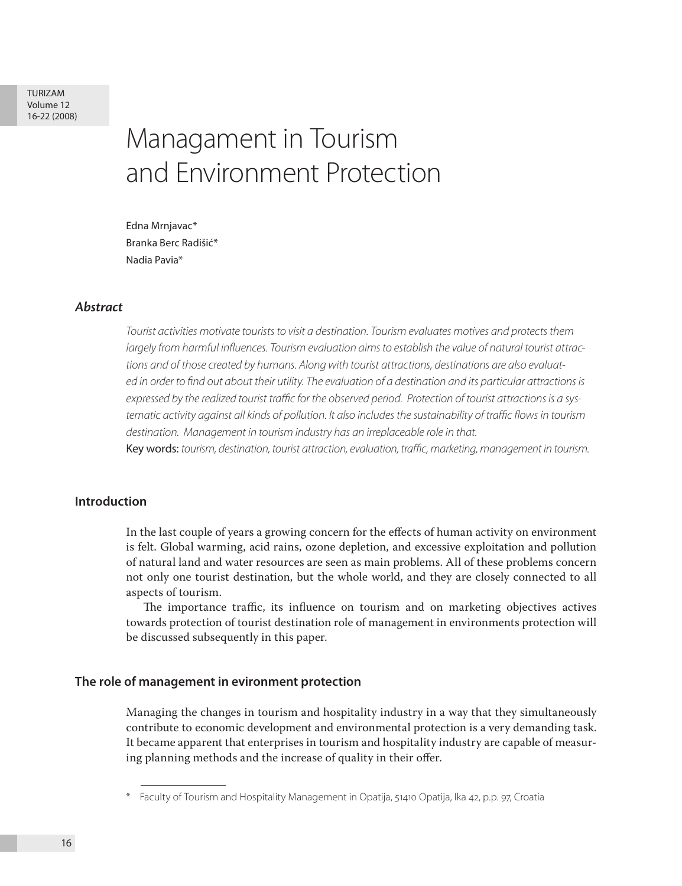# Managament in Tourism and Environment Protection

Edna Mrnjavac*
Branka Berc Radišić*
Nadia Pavia*

## *Abstract*

*Tourist activities motivate tourists to visit a destination. Tourism evaluates motives and protects them largely from harmful influences. Tourism evaluation aims to establish the value of natural tourist attractions and of those created by humans. Along with tourist attractions, destinations are also evaluated in order to find out about their utility. The evaluation of a destination and its particular attractions is expressed by the realized tourist traffic for the observed period. Protection of tourist attractions is a systematic activity against all kinds of pollution. It also includes the sustainability of traffic flows in tourism destination. Management in tourism industry has an irreplaceable role in that.*

Key words: *tourism, destination, tourist attraction, evaluation, traffic, marketing, management in tourism.*

## Introduction

In the last couple of years a growing concern for the effects of human activity on environment is felt. Global warming, acid rains, ozone depletion, and excessive exploitation and pollution of natural land and water resources are seen as main problems. All of these problems concern not only one tourist destination, but the whole world, and they are closely connected to all aspects of tourism.

The importance traffic, its influence on tourism and on marketing objectives actives towards protection of tourist destination role of management in environments protection will be discussed subsequently in this paper.

## The role of management in evironment protection

Managing the changes in tourism and hospitality industry in a way that they simultaneously contribute to economic development and environmental protection is a very demanding task. It became apparent that enterprises in tourism and hospitality industry are capable of measuring planning methods and the increase of quality in their offer.

\* Faculty of Tourism and Hospitality Management in Opatija, 51410 Opatija, Ika 42, p.p. 97, Croatia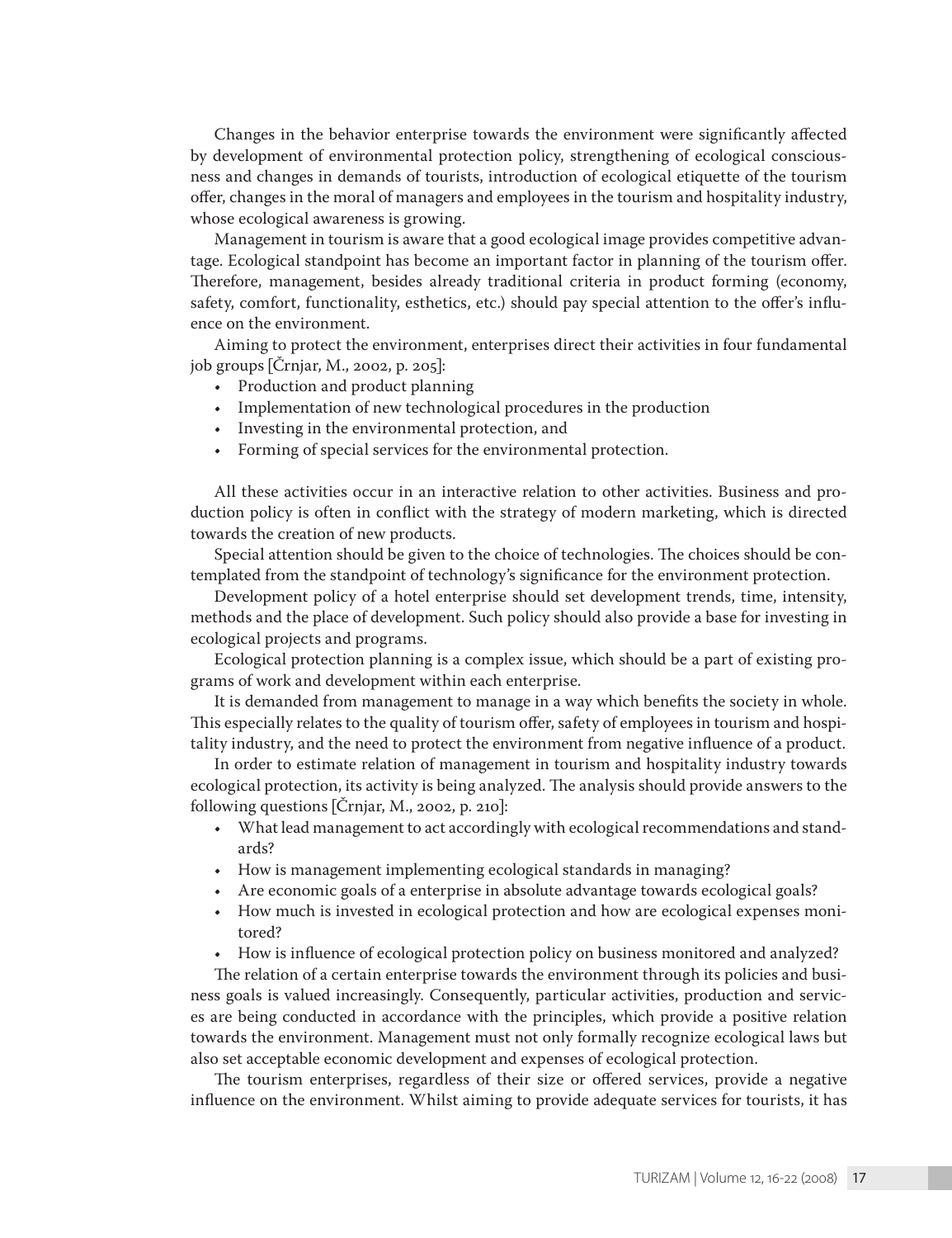Changes in the behavior enterprise towards the environment were significantly affected by development of environmental protection policy, strengthening of ecological consciousness and changes in demands of tourists, introduction of ecological etiquette of the tourism offer, changes in the moral of managers and employees in the tourism and hospitality industry, whose ecological awareness is growing.

Management in tourism is aware that a good ecological image provides competitive advantage. Ecological standpoint has become an important factor in planning of the tourism offer. Therefore, management, besides already traditional criteria in product forming (economy, safety, comfort, functionality, esthetics, etc.) should pay special attention to the offer's influence on the environment.

Aiming to protect the environment, enterprises direct their activities in four fundamental job groups [Črnjar, M., 2002, p. 205]:

- Production and product planning
- Implementation of new technological procedures in the production
- Investing in the environmental protection, and
- Forming of special services for the environmental protection.

All these activities occur in an interactive relation to other activities. Business and production policy is often in conflict with the strategy of modern marketing, which is directed towards the creation of new products.

Special attention should be given to the choice of technologies. The choices should be contemplated from the standpoint of technology's significance for the environment protection.

Development policy of a hotel enterprise should set development trends, time, intensity, methods and the place of development. Such policy should also provide a base for investing in ecological projects and programs.

Ecological protection planning is a complex issue, which should be a part of existing programs of work and development within each enterprise.

It is demanded from management to manage in a way which benefits the society in whole. This especially relates to the quality of tourism offer, safety of employees in tourism and hospitality industry, and the need to protect the environment from negative influence of a product.

In order to estimate relation of management in tourism and hospitality industry towards ecological protection, its activity is being analyzed. The analysis should provide answers to the following questions [Črnjar, M., 2002, p. 210]:

- What lead management to act accordingly with ecological recommendations and standards?
- How is management implementing ecological standards in managing?
- Are economic goals of a enterprise in absolute advantage towards ecological goals?
- How much is invested in ecological protection and how are ecological expenses monitored?
- How is influence of ecological protection policy on business monitored and analyzed?

The relation of a certain enterprise towards the environment through its policies and business goals is valued increasingly. Consequently, particular activities, production and services are being conducted in accordance with the principles, which provide a positive relation towards the environment. Management must not only formally recognize ecological laws but also set acceptable economic development and expenses of ecological protection.

The tourism enterprises, regardless of their size or offered services, provide a negative influence on the environment. Whilst aiming to provide adequate services for tourists, it has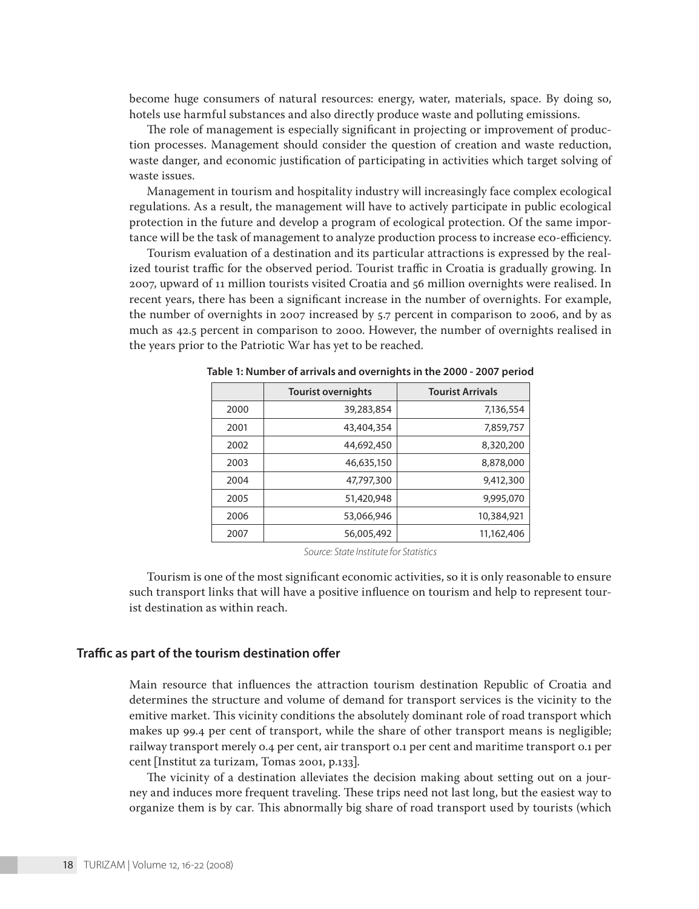become huge consumers of natural resources: energy, water, materials, space. By doing so, hotels use harmful substances and also directly produce waste and polluting emissions.

The role of management is especially significant in projecting or improvement of production processes. Management should consider the question of creation and waste reduction, waste danger, and economic justification of participating in activities which target solving of waste issues.

Management in tourism and hospitality industry will increasingly face complex ecological regulations. As a result, the management will have to actively participate in public ecological protection in the future and develop a program of ecological protection. Of the same importance will be the task of management to analyze production process to increase eco-efficiency.

Tourism evaluation of a destination and its particular attractions is expressed by the realized tourist traffic for the observed period. Tourist traffic in Croatia is gradually growing. In 2007, upward of 11 million tourists visited Croatia and 56 million overnights were realised. In recent years, there has been a significant increase in the number of overnights. For example, the number of overnights in 2007 increased by 5.7 percent in comparison to 2006, and by as much as 42.5 percent in comparison to 2000. However, the number of overnights realised in the years prior to the Patriotic War has yet to be reached.

**Table 1: Number of arrivals and overnights in the 2000 - 2007 period**

| | Tourist overnights | Tourist Arrivals |
|---|---|---|
| 2000 | 39,283,854 | 7,136,554 |
| 2001 | 43,404,354 | 7,859,757 |
| 2002 | 44,692,450 | 8,320,200 |
| 2003 | 46,635,150 | 8,878,000 |
| 2004 | 47,797,300 | 9,412,300 |
| 2005 | 51,420,948 | 9,995,070 |
| 2006 | 53,066,946 | 10,384,921 |
| 2007 | 56,005,492 | 11,162,406 |

*Source: State Institute for Statistics*

Tourism is one of the most significant economic activities, so it is only reasonable to ensure such transport links that will have a positive influence on tourism and help to represent tourist destination as within reach.

## Traffic as part of the tourism destination offer

Main resource that influences the attraction tourism destination Republic of Croatia and determines the structure and volume of demand for transport services is the vicinity to the emitive market. This vicinity conditions the absolutely dominant role of road transport which makes up 99.4 per cent of transport, while the share of other transport means is negligible; railway transport merely 0.4 per cent, air transport 0.1 per cent and maritime transport 0.1 per cent [Institut za turizam, Tomas 2001, p.133].

The vicinity of a destination alleviates the decision making about setting out on a journey and induces more frequent traveling. These trips need not last long, but the easiest way to organize them is by car. This abnormally big share of road transport used by tourists (which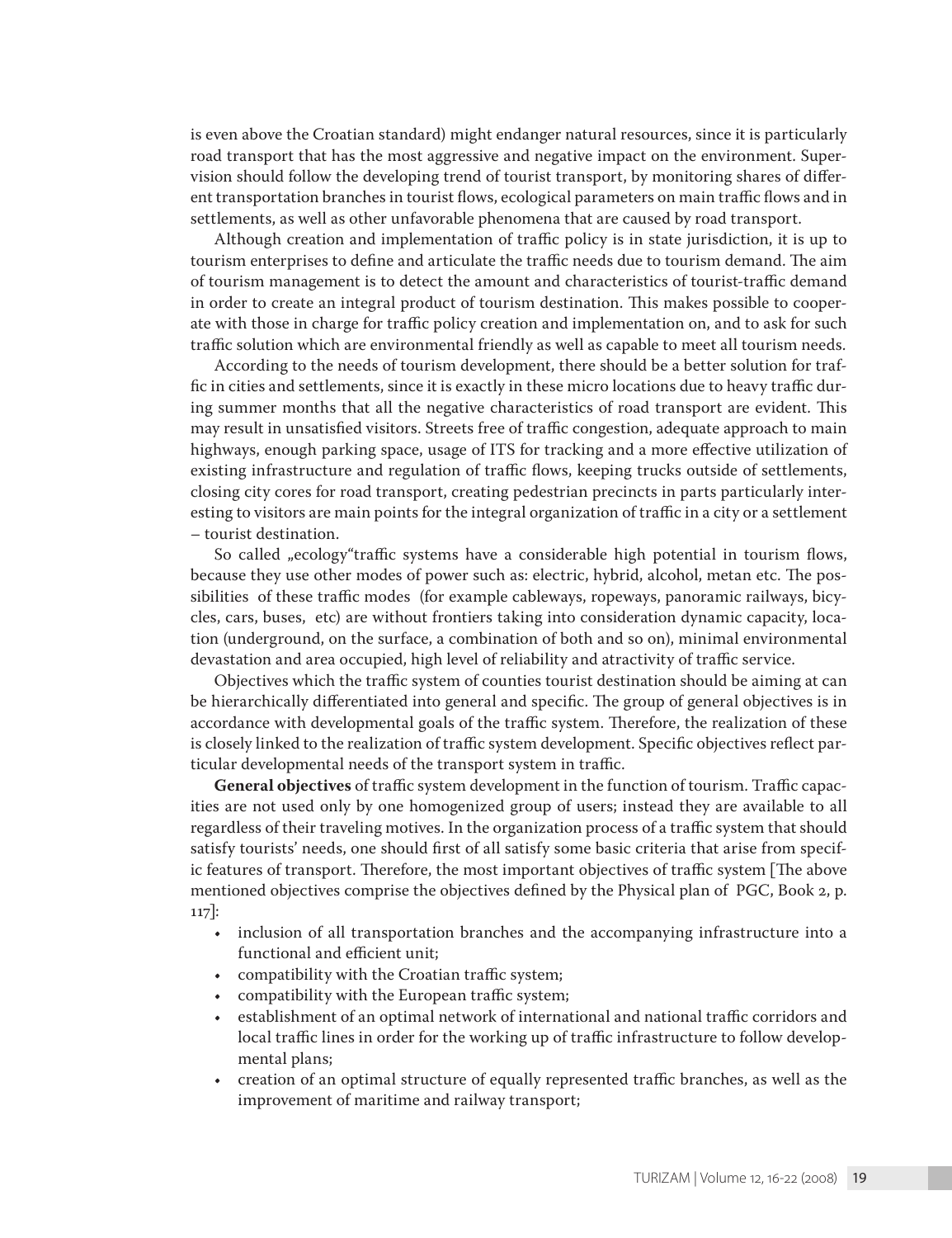is even above the Croatian standard) might endanger natural resources, since it is particularly road transport that has the most aggressive and negative impact on the environment. Supervision should follow the developing trend of tourist transport, by monitoring shares of different transportation branches in tourist flows, ecological parameters on main traffic flows and in settlements, as well as other unfavorable phenomena that are caused by road transport.

Although creation and implementation of traffic policy is in state jurisdiction, it is up to tourism enterprises to define and articulate the traffic needs due to tourism demand. The aim of tourism management is to detect the amount and characteristics of tourist-traffic demand in order to create an integral product of tourism destination. This makes possible to cooperate with those in charge for traffic policy creation and implementation on, and to ask for such traffic solution which are environmental friendly as well as capable to meet all tourism needs.

According to the needs of tourism development, there should be a better solution for traffic in cities and settlements, since it is exactly in these micro locations due to heavy traffic during summer months that all the negative characteristics of road transport are evident. This may result in unsatisfied visitors. Streets free of traffic congestion, adequate approach to main highways, enough parking space, usage of ITS for tracking and a more effective utilization of existing infrastructure and regulation of traffic flows, keeping trucks outside of settlements, closing city cores for road transport, creating pedestrian precincts in parts particularly interesting to visitors are main points for the integral organization of traffic in a city or a settlement – tourist destination.

So called „ecology"traffic systems have a considerable high potential in tourism flows, because they use other modes of power such as: electric, hybrid, alcohol, metan etc. The possibilities of these traffic modes (for example cableways, ropeways, panoramic railways, bicycles, cars, buses, etc) are without frontiers taking into consideration dynamic capacity, location (underground, on the surface, a combination of both and so on), minimal environmental devastation and area occupied, high level of reliability and atractivity of traffic service.

Objectives which the traffic system of counties tourist destination should be aiming at can be hierarchically differentiated into general and specific. The group of general objectives is in accordance with developmental goals of the traffic system. Therefore, the realization of these is closely linked to the realization of traffic system development. Specific objectives reflect particular developmental needs of the transport system in traffic.

**General objectives** of traffic system development in the function of tourism. Traffic capacities are not used only by one homogenized group of users; instead they are available to all regardless of their traveling motives. In the organization process of a traffic system that should satisfy tourists' needs, one should first of all satisfy some basic criteria that arise from specific features of transport. Therefore, the most important objectives of traffic system [The above mentioned objectives comprise the objectives defined by the Physical plan of PGC, Book 2, p. 117]:

- inclusion of all transportation branches and the accompanying infrastructure into a functional and efficient unit;
- compatibility with the Croatian traffic system;
- compatibility with the European traffic system;
- establishment of an optimal network of international and national traffic corridors and local traffic lines in order for the working up of traffic infrastructure to follow developmental plans;
- creation of an optimal structure of equally represented traffic branches, as well as the improvement of maritime and railway transport;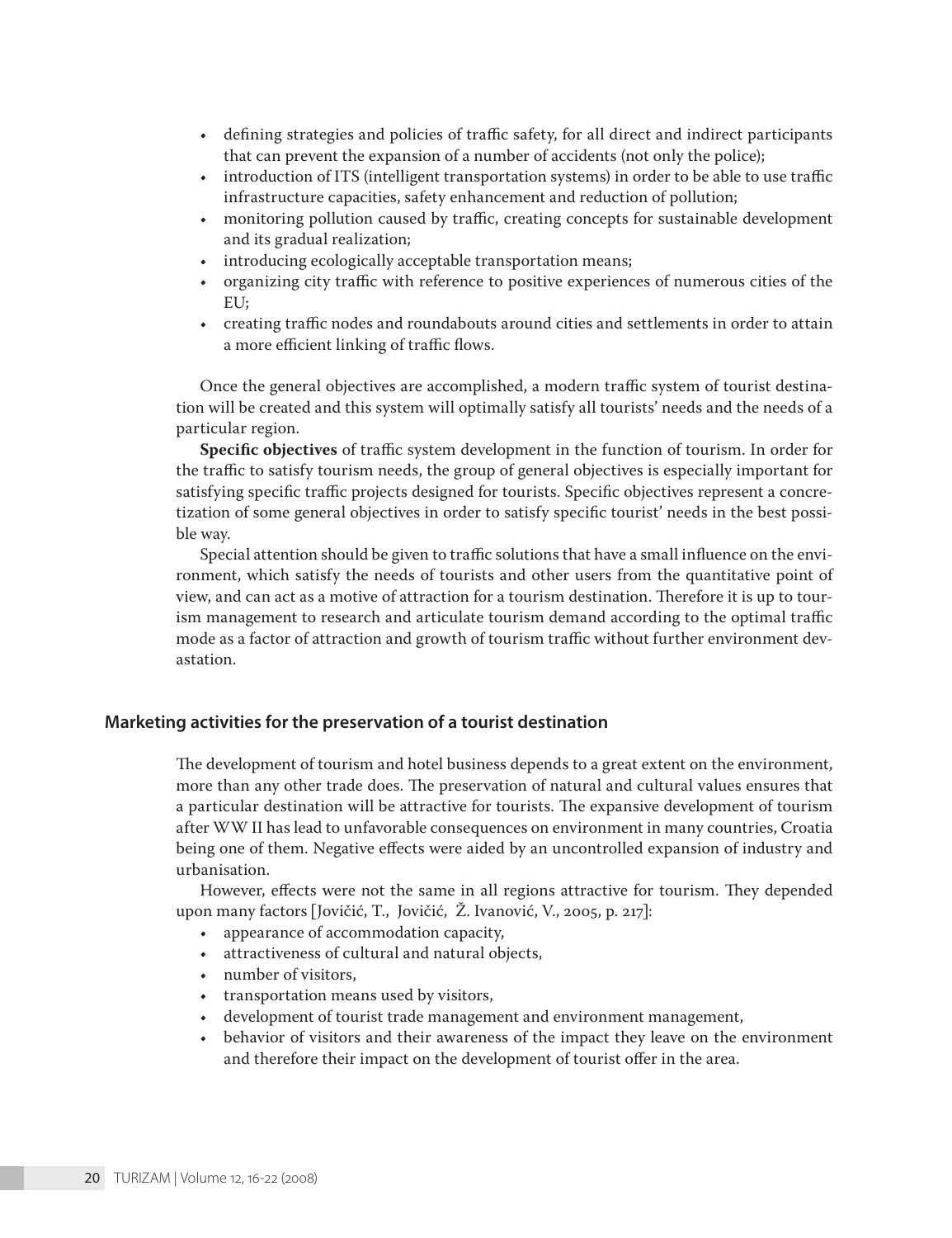- defining strategies and policies of traffic safety, for all direct and indirect participants that can prevent the expansion of a number of accidents (not only the police);
- introduction of ITS (intelligent transportation systems) in order to be able to use traffic infrastructure capacities, safety enhancement and reduction of pollution;
- monitoring pollution caused by traffic, creating concepts for sustainable development and its gradual realization;
- introducing ecologically acceptable transportation means;
- organizing city traffic with reference to positive experiences of numerous cities of the EU;
- creating traffic nodes and roundabouts around cities and settlements in order to attain a more efficient linking of traffic flows.

Once the general objectives are accomplished, a modern traffic system of tourist destination will be created and this system will optimally satisfy all tourists' needs and the needs of a particular region.

**Specific objectives** of traffic system development in the function of tourism. In order for the traffic to satisfy tourism needs, the group of general objectives is especially important for satisfying specific traffic projects designed for tourists. Specific objectives represent a concretization of some general objectives in order to satisfy specific tourist' needs in the best possible way.

Special attention should be given to traffic solutions that have a small influence on the environment, which satisfy the needs of tourists and other users from the quantitative point of view, and can act as a motive of attraction for a tourism destination. Therefore it is up to tourism management to research and articulate tourism demand according to the optimal traffic mode as a factor of attraction and growth of tourism traffic without further environment devastation.

## Marketing activities for the preservation of a tourist destination

The development of tourism and hotel business depends to a great extent on the environment, more than any other trade does. The preservation of natural and cultural values ensures that a particular destination will be attractive for tourists. The expansive development of tourism after WW II has lead to unfavorable consequences on environment in many countries, Croatia being one of them. Negative effects were aided by an uncontrolled expansion of industry and urbanisation.

However, effects were not the same in all regions attractive for tourism. They depended upon many factors [Jovičić, T., Jovičić, Ž. Ivanović, V., 2005, p. 217]:

- appearance of accommodation capacity,
- attractiveness of cultural and natural objects,
- number of visitors,
- transportation means used by visitors,
- development of tourist trade management and environment management,
- behavior of visitors and their awareness of the impact they leave on the environment and therefore their impact on the development of tourist offer in the area.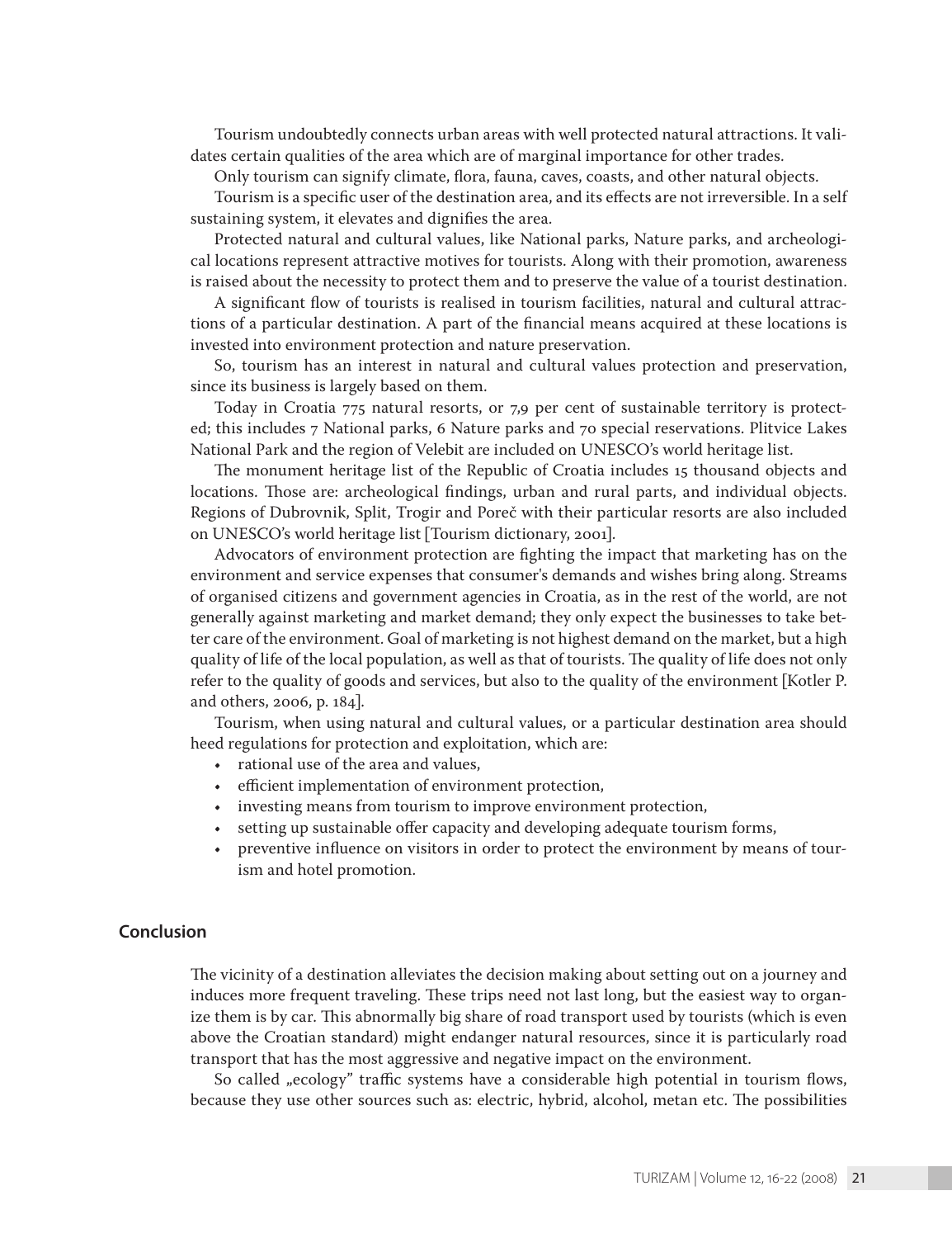Tourism undoubtedly connects urban areas with well protected natural attractions. It validates certain qualities of the area which are of marginal importance for other trades.

Only tourism can signify climate, flora, fauna, caves, coasts, and other natural objects.

Tourism is a specific user of the destination area, and its effects are not irreversible. In a self sustaining system, it elevates and dignifies the area.

Protected natural and cultural values, like National parks, Nature parks, and archeological locations represent attractive motives for tourists. Along with their promotion, awareness is raised about the necessity to protect them and to preserve the value of a tourist destination.

A significant flow of tourists is realised in tourism facilities, natural and cultural attractions of a particular destination. A part of the financial means acquired at these locations is invested into environment protection and nature preservation.

So, tourism has an interest in natural and cultural values protection and preservation, since its business is largely based on them.

Today in Croatia 775 natural resorts, or 7,9 per cent of sustainable territory is protected; this includes 7 National parks, 6 Nature parks and 70 special reservations. Plitvice Lakes National Park and the region of Velebit are included on UNESCO's world heritage list.

The monument heritage list of the Republic of Croatia includes 15 thousand objects and locations. Those are: archeological findings, urban and rural parts, and individual objects. Regions of Dubrovnik, Split, Trogir and Poreč with their particular resorts are also included on UNESCO's world heritage list [Tourism dictionary, 2001].

Advocators of environment protection are fighting the impact that marketing has on the environment and service expenses that consumer's demands and wishes bring along. Streams of organised citizens and government agencies in Croatia, as in the rest of the world, are not generally against marketing and market demand; they only expect the businesses to take better care of the environment. Goal of marketing is not highest demand on the market, but a high quality of life of the local population, as well as that of tourists. The quality of life does not only refer to the quality of goods and services, but also to the quality of the environment [Kotler P. and others, 2006, p. 184].

Tourism, when using natural and cultural values, or a particular destination area should heed regulations for protection and exploitation, which are:

- rational use of the area and values,
- efficient implementation of environment protection,
- investing means from tourism to improve environment protection,
- setting up sustainable offer capacity and developing adequate tourism forms,
- preventive influence on visitors in order to protect the environment by means of tourism and hotel promotion.

## Conclusion

The vicinity of a destination alleviates the decision making about setting out on a journey and induces more frequent traveling. These trips need not last long, but the easiest way to organize them is by car. This abnormally big share of road transport used by tourists (which is even above the Croatian standard) might endanger natural resources, since it is particularly road transport that has the most aggressive and negative impact on the environment.

So called „ecology" traffic systems have a considerable high potential in tourism flows, because they use other sources such as: electric, hybrid, alcohol, metan etc. The possibilities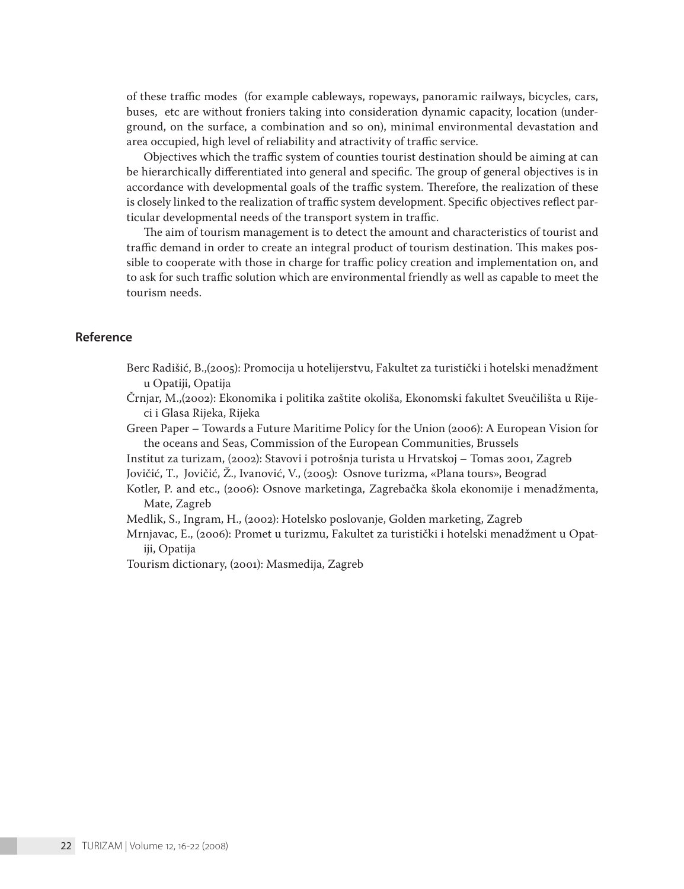of these traffic modes  (for example cableways, ropeways, panoramic railways, bicycles, cars, buses,  etc are without froniers taking into consideration dynamic capacity, location (underground, on the surface, a combination and so on), minimal environmental devastation and area occupied, high level of reliability and atractivity of traffic service.

Objectives which the traffic system of counties tourist destination should be aiming at can be hierarchically differentiated into general and specific. The group of general objectives is in accordance with developmental goals of the traffic system. Therefore, the realization of these is closely linked to the realization of traffic system development. Specific objectives reflect particular developmental needs of the transport system in traffic.

The aim of tourism management is to detect the amount and characteristics of tourist and traffic demand in order to create an integral product of tourism destination. This makes possible to cooperate with those in charge for traffic policy creation and implementation on, and to ask for such traffic solution which are environmental friendly as well as capable to meet the tourism needs.

## Reference

Berc Radišić, B.,(2005): Promocija u hotelijerstvu, Fakultet za turistički i hotelski menadžment u Opatiji, Opatija

Črnjar, M.,(2002): Ekonomika i politika zaštite okoliša, Ekonomski fakultet Sveučilišta u Rijeci i Glasa Rijeka, Rijeka

Green Paper – Towards a Future Maritime Policy for the Union (2006): A European Vision for the oceans and Seas, Commission of the European Communities, Brussels

Institut za turizam, (2002): Stavovi i potrošnja turista u Hrvatskoj – Tomas 2001, Zagreb

Jovičić, T.,  Jovičić, Ž., Ivanović, V., (2005):  Osnove turizma, «Plana tours», Beograd

Kotler, P. and etc., (2006): Osnove marketinga, Zagrebačka škola ekonomije i menadžmenta, Mate, Zagreb

Medlik, S., Ingram, H., (2002): Hotelsko poslovanje, Golden marketing, Zagreb

Mrnjavac, E., (2006): Promet u turizmu, Fakultet za turistički i hotelski menadžment u Opatiji, Opatija

Tourism dictionary, (2001): Masmedija, Zagreb